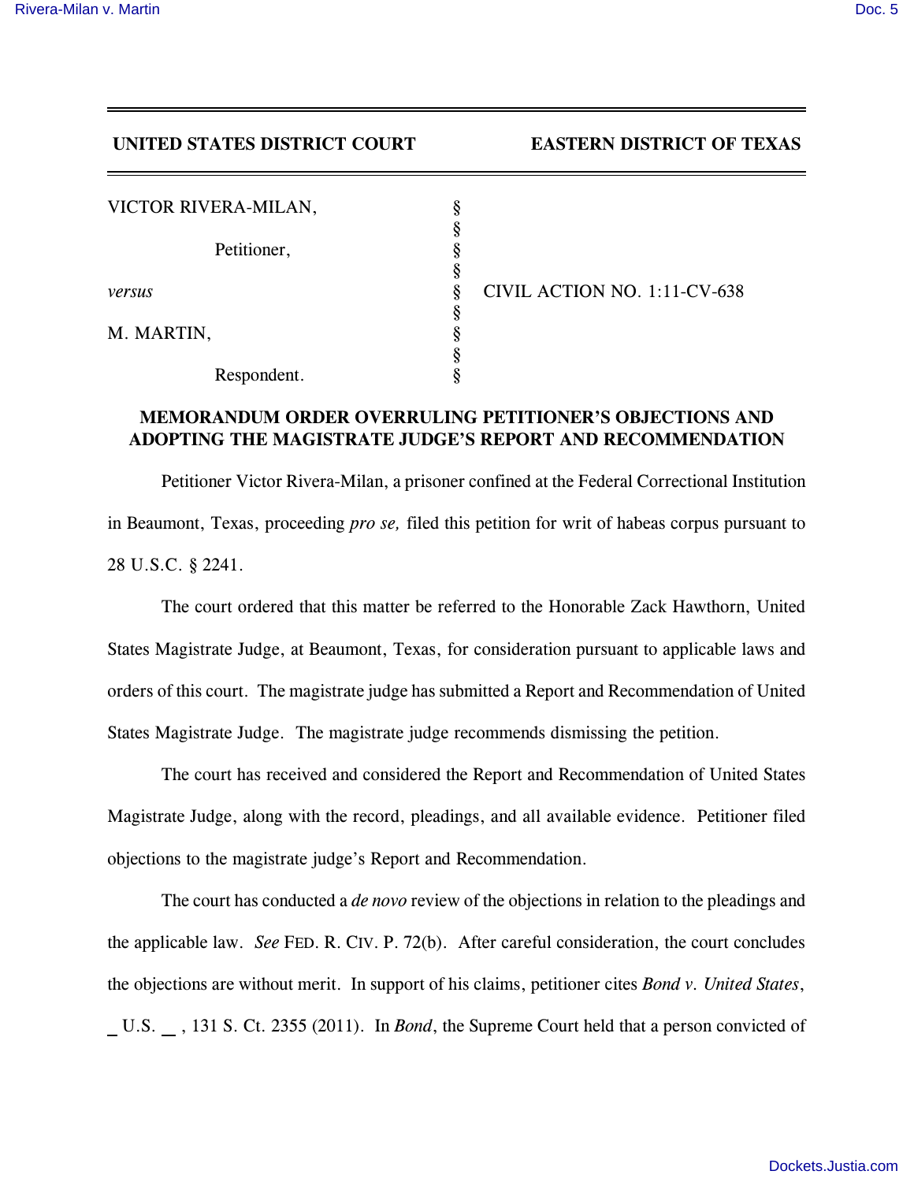**UNITED STATES DISTRICT COURT EASTERN DISTRICT OF TEXAS**

| | | |
|---|---|---|
| VICTOR RIVERA-MILAN, | § | |
| | § | |
| Petitioner, | § | |
| | § | |
| *versus* | § | CIVIL ACTION NO. 1:11-CV-638 |
| | § | |
| M. MARTIN, | § | |
| | § | |
| Respondent. | § | |

## MEMORANDUM ORDER OVERRULING PETITIONER'S OBJECTIONS AND ADOPTING THE MAGISTRATE JUDGE'S REPORT AND RECOMMENDATION

Petitioner Victor Rivera-Milan, a prisoner confined at the Federal Correctional Institution in Beaumont, Texas, proceeding *pro se,* filed this petition for writ of habeas corpus pursuant to 28 U.S.C. § 2241.

The court ordered that this matter be referred to the Honorable Zack Hawthorn, United States Magistrate Judge, at Beaumont, Texas, for consideration pursuant to applicable laws and orders of this court. The magistrate judge has submitted a Report and Recommendation of United States Magistrate Judge. The magistrate judge recommends dismissing the petition.

The court has received and considered the Report and Recommendation of United States Magistrate Judge, along with the record, pleadings, and all available evidence. Petitioner filed objections to the magistrate judge's Report and Recommendation.

The court has conducted a *de novo* review of the objections in relation to the pleadings and the applicable law. *See* FED. R. CIV. P. 72(b). After careful consideration, the court concludes the objections are without merit. In support of his claims, petitioner cites *Bond v. United States*, \_ U.S. \_\_ , 131 S. Ct. 2355 (2011). In *Bond*, the Supreme Court held that a person convicted of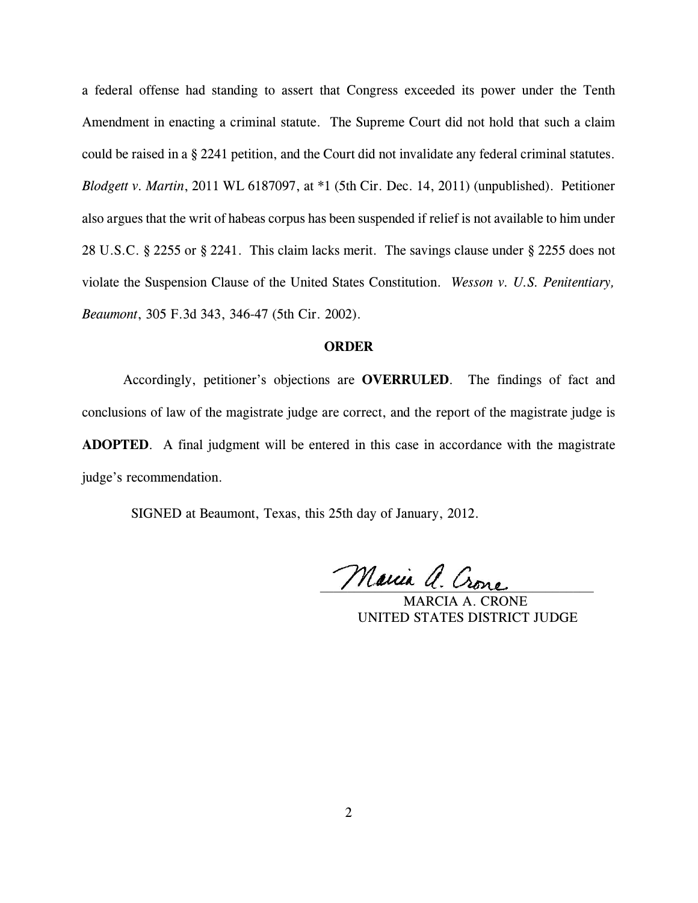a federal offense had standing to assert that Congress exceeded its power under the Tenth Amendment in enacting a criminal statute. The Supreme Court did not hold that such a claim could be raised in a § 2241 petition, and the Court did not invalidate any federal criminal statutes. *Blodgett v. Martin*, 2011 WL 6187097, at *1 (5th Cir. Dec. 14, 2011) (unpublished). Petitioner also argues that the writ of habeas corpus has been suspended if relief is not available to him under 28 U.S.C. § 2255 or § 2241. This claim lacks merit. The savings clause under § 2255 does not violate the Suspension Clause of the United States Constitution. *Wesson v. U.S. Penitentiary, Beaumont*, 305 F.3d 343, 346-47 (5th Cir. 2002).

**ORDER**

Accordingly, petitioner's objections are **OVERRULED**. The findings of fact and conclusions of law of the magistrate judge are correct, and the report of the magistrate judge is **ADOPTED**. A final judgment will be entered in this case in accordance with the magistrate judge's recommendation.

SIGNED at Beaumont, Texas, this 25th day of January, 2012.

Marcia A. Crone

MARCIA A. CRONE
UNITED STATES DISTRICT JUDGE